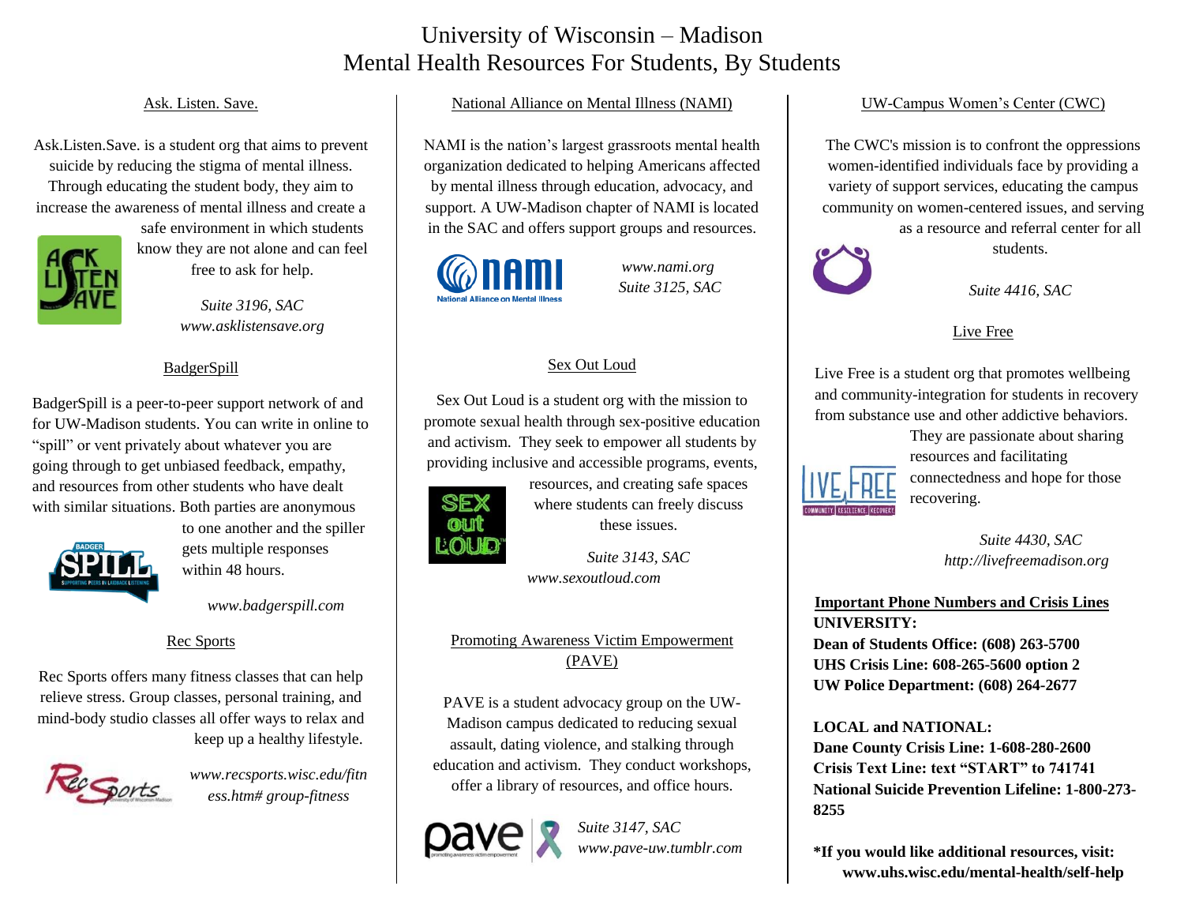# University of Wisconsin – Madison
# Mental Health Resources For Students, By Students

## Ask. Listen. Save.

Ask.Listen.Save. is a student org that aims to prevent suicide by reducing the stigma of mental illness. Through educating the student body, they aim to increase the awareness of mental illness and create a safe environment in which students know they are not alone and can feel free to ask for help.

*Suite 3196, SAC*
*www.asklistensave.org*

## BadgerSpill

BadgerSpill is a peer-to-peer support network of and for UW-Madison students. You can write in online to "spill" or vent privately about whatever you are going through to get unbiased feedback, empathy, and resources from other students who have dealt with similar situations. Both parties are anonymous to one another and the spiller gets multiple responses within 48 hours.

*www.badgerspill.com*

## Rec Sports

Rec Sports offers many fitness classes that can help relieve stress. Group classes, personal training, and mind-body studio classes all offer ways to relax and keep up a healthy lifestyle.

*www.recsports.wisc.edu/fitness.htm# group-fitness*

## National Alliance on Mental Illness (NAMI)

NAMI is the nation's largest grassroots mental health organization dedicated to helping Americans affected by mental illness through education, advocacy, and support. A UW-Madison chapter of NAMI is located in the SAC and offers support groups and resources.

*www.nami.org*
*Suite 3125, SAC*

## Sex Out Loud

Sex Out Loud is a student org with the mission to promote sexual health through sex-positive education and activism. They seek to empower all students by providing inclusive and accessible programs, events, resources, and creating safe spaces where students can freely discuss these issues.

*Suite 3143, SAC*
*www.sexoutloud.com*

## Promoting Awareness Victim Empowerment (PAVE)

PAVE is a student advocacy group on the UW-Madison campus dedicated to reducing sexual assault, dating violence, and stalking through education and activism. They conduct workshops, offer a library of resources, and office hours.

*Suite 3147, SAC*
*www.pave-uw.tumblr.com*

## UW-Campus Women's Center (CWC)

The CWC's mission is to confront the oppressions women-identified individuals face by providing a variety of support services, educating the campus community on women-centered issues, and serving as a resource and referral center for all students.

*Suite 4416, SAC*

## Live Free

Live Free is a student org that promotes wellbeing and community-integration for students in recovery from substance use and other addictive behaviors. They are passionate about sharing resources and facilitating connectedness and hope for those recovering.

*Suite 4430, SAC*
*http://livefreemadison.org*

## Important Phone Numbers and Crisis Lines

**UNIVERSITY:**
**Dean of Students Office: (608) 263-5700**
**UHS Crisis Line: 608-265-5600 option 2**
**UW Police Department: (608) 264-2677**

**LOCAL and NATIONAL:**
**Dane County Crisis Line: 1-608-280-2600**
**Crisis Text Line: text "START" to 741741**
**National Suicide Prevention Lifeline: 1-800-273-8255**

**\*If you would like additional resources, visit: www.uhs.wisc.edu/mental-health/self-help**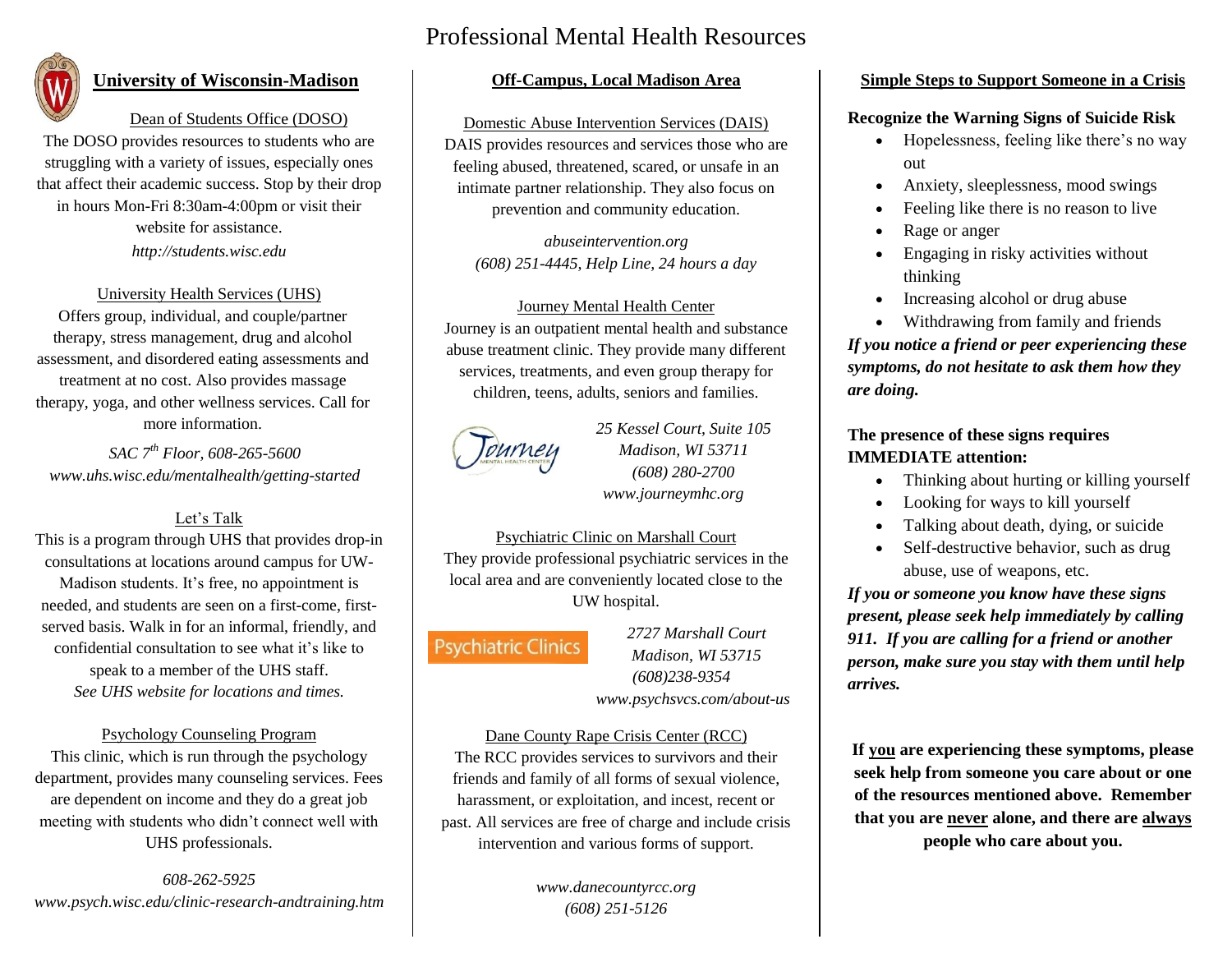# Professional Mental Health Resources

## University of Wisconsin-Madison

Dean of Students Office (DOSO)

The DOSO provides resources to students who are struggling with a variety of issues, especially ones that affect their academic success. Stop by their drop in hours Mon-Fri 8:30am-4:00pm or visit their website for assistance.

*http://students.wisc.edu*

University Health Services (UHS)

Offers group, individual, and couple/partner therapy, stress management, drug and alcohol assessment, and disordered eating assessments and treatment at no cost. Also provides massage therapy, yoga, and other wellness services. Call for more information.

*SAC 7th Floor, 608-265-5600*
*www.uhs.wisc.edu/mentalhealth/getting-started*

Let's Talk

This is a program through UHS that provides drop-in consultations at locations around campus for UW-Madison students. It's free, no appointment is needed, and students are seen on a first-come, first-served basis. Walk in for an informal, friendly, and confidential consultation to see what it's like to speak to a member of the UHS staff.

*See UHS website for locations and times.*

Psychology Counseling Program

This clinic, which is run through the psychology department, provides many counseling services. Fees are dependent on income and they do a great job meeting with students who didn't connect well with UHS professionals.

*608-262-5925*
*www.psych.wisc.edu/clinic-research-andtraining.htm*

## Off-Campus, Local Madison Area

Domestic Abuse Intervention Services (DAIS)

DAIS provides resources and services those who are feeling abused, threatened, scared, or unsafe in an intimate partner relationship. They also focus on prevention and community education.

*abuseintervention.org*
*(608) 251-4445, Help Line, 24 hours a day*

Journey Mental Health Center

Journey is an outpatient mental health and substance abuse treatment clinic. They provide many different services, treatments, and even group therapy for children, teens, adults, seniors and families.

Journey MENTAL HEALTH CENTER

*25 Kessel Court, Suite 105*
*Madison, WI 53711*
*(608) 280-2700*
*www.journeymhc.org*

Psychiatric Clinic on Marshall Court

They provide professional psychiatric services in the local area and are conveniently located close to the UW hospital.

Psychiatric Clinics

*2727 Marshall Court*
*Madison, WI 53715*
*(608)238-9354*
*www.psychsvcs.com/about-us*

Dane County Rape Crisis Center (RCC)

The RCC provides services to survivors and their friends and family of all forms of sexual violence, harassment, or exploitation, and incest, recent or past. All services are free of charge and include crisis intervention and various forms of support.

*www.danecountyrcc.org*
*(608) 251-5126*

## Simple Steps to Support Someone in a Crisis

**Recognize the Warning Signs of Suicide Risk**

- Hopelessness, feeling like there's no way out
- Anxiety, sleeplessness, mood swings
- Feeling like there is no reason to live
- Rage or anger
- Engaging in risky activities without thinking
- Increasing alcohol or drug abuse
- Withdrawing from family and friends

***If you notice a friend or peer experiencing these symptoms, do not hesitate to ask them how they are doing.***

**The presence of these signs requires IMMEDIATE attention:**

- Thinking about hurting or killing yourself
- Looking for ways to kill yourself
- Talking about death, dying, or suicide
- Self-destructive behavior, such as drug abuse, use of weapons, etc.

***If you or someone you know have these signs present, please seek help immediately by calling 911. If you are calling for a friend or another person, make sure you stay with them until help arrives.***

**If you are experiencing these symptoms, please seek help from someone you care about or one of the resources mentioned above. Remember that you are never alone, and there are always people who care about you.**